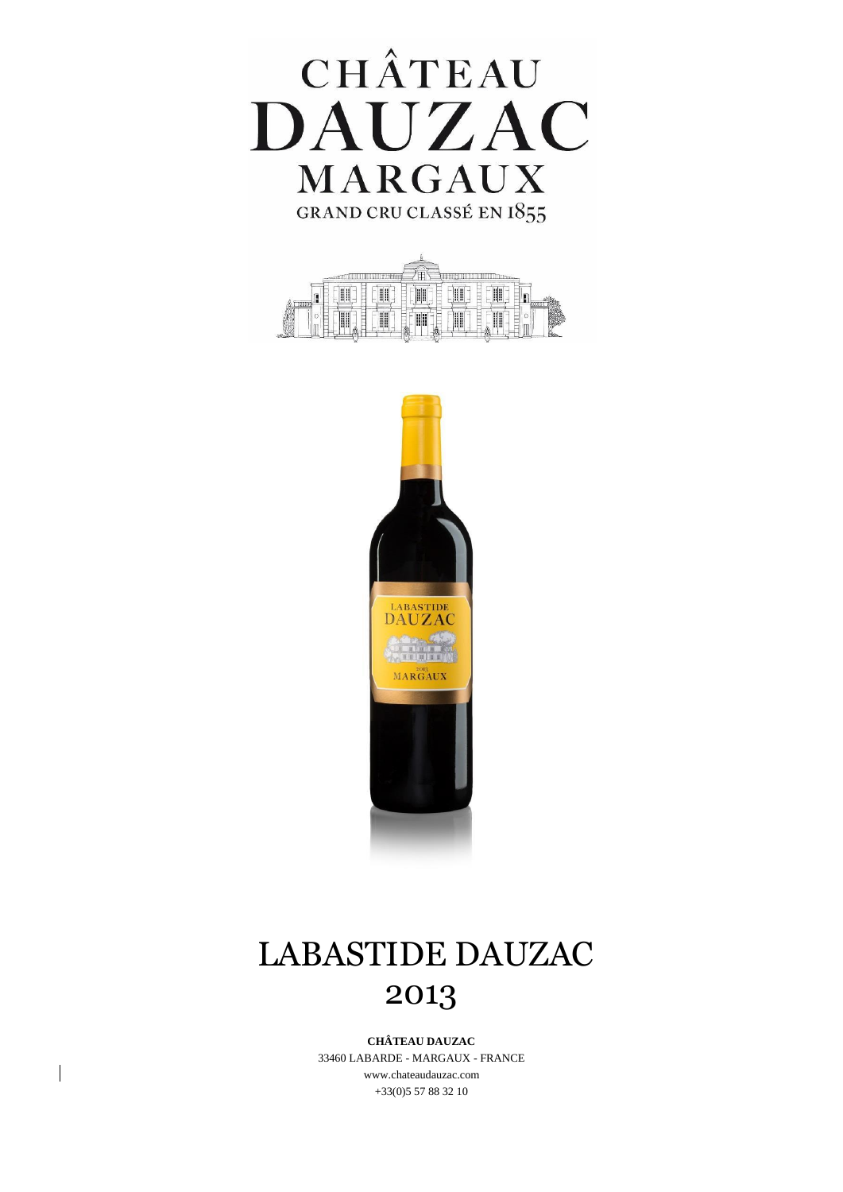# CHÂTEAU DAUZAC

## MARGAUX

GRAND CRU CLASSÉ EN 1855

# LABASTIDE DAUZAC 2013

**CHÂTEAU DAUZAC**

33460 LABARDE - MARGAUX - FRANCE

www.chateaudauzac.com

+33(0)5 57 88 32 10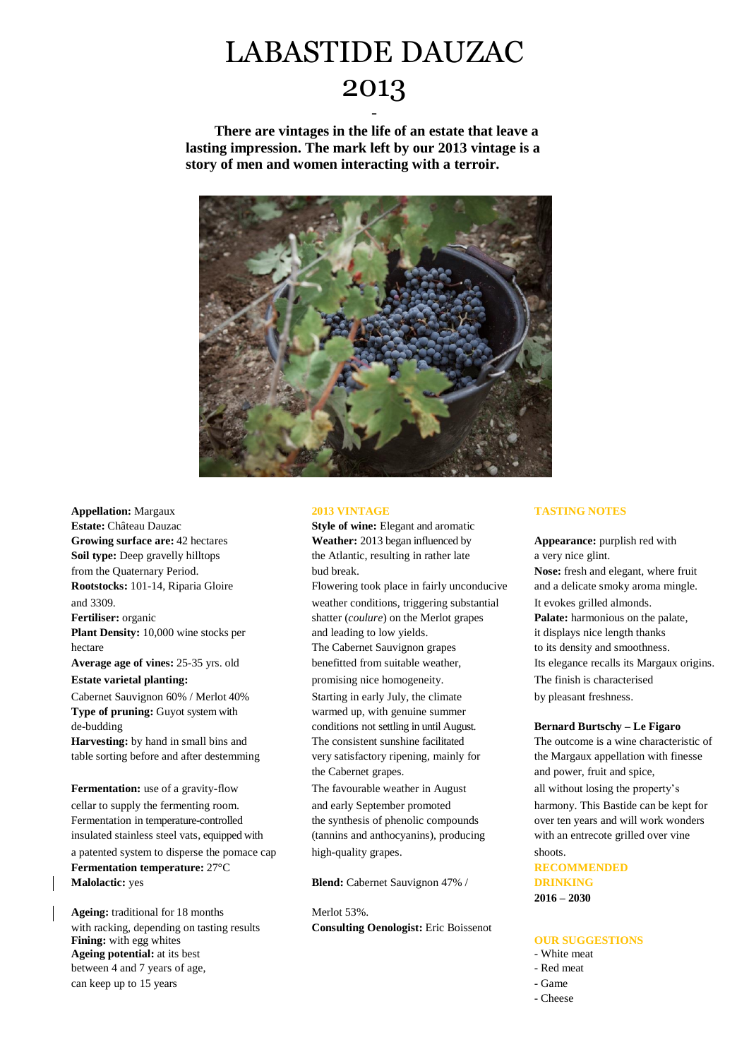# LABASTIDE DAUZAC

# 2013

-

**There are vintages in the life of an estate that leave a lasting impression. The mark left by our 2013 vintage is a story of men and women interacting with a terroir.**

**Appellation:** Margaux
**Estate:** Château Dauzac
**Growing surface are:** 42 hectares
**Soil type:** Deep gravelly hilltops from the Quaternary Period.
**Rootstocks:** 101-14, Riparia Gloire and 3309.
**Fertiliser:** organic
**Plant Density:** 10,000 wine stocks per hectare
**Average age of vines:** 25-35 yrs. old
**Estate varietal planting:**
Cabernet Sauvignon 60% / Merlot 40%
**Type of pruning:** Guyot system with de-budding
**Harvesting:** by hand in small bins and table sorting before and after destemming

**Fermentation:** use of a gravity-flow cellar to supply the fermenting room. Fermentation in temperature-controlled insulated stainless steel vats, equipped with a patented system to disperse the pomace cap
**Fermentation temperature:** 27°C
**Malolactic:** yes

**Ageing:** traditional for 18 months with racking, depending on tasting results
**Fining:** with egg whites
**Ageing potential:** at its best between 4 and 7 years of age, can keep up to 15 years

## 2013 VINTAGE

**Style of wine:** Elegant and aromatic
**Weather:** 2013 began influenced by the Atlantic, resulting in rather late bud break.
Flowering took place in fairly unconducive weather conditions, triggering substantial shatter (*coulure*) on the Merlot grapes and leading to low yields.
The Cabernet Sauvignon grapes benefitted from suitable weather, promising nice homogeneity.
Starting in early July, the climate warmed up, with genuine summer conditions not settling in until August. The consistent sunshine facilitated very satisfactory ripening, mainly for the Cabernet grapes.
The favourable weather in August and early September promoted the synthesis of phenolic compounds (tannins and anthocyanins), producing high-quality grapes.

**Blend:** Cabernet Sauvignon 47% / Merlot 53%.
**Consulting Oenologist:** Eric Boissenot

## TASTING NOTES

**Appearance:** purplish red with a very nice glint.
**Nose:** fresh and elegant, where fruit and a delicate smoky aroma mingle. It evokes grilled almonds.
**Palate:** harmonious on the palate, it displays nice length thanks to its density and smoothness. Its elegance recalls its Margaux origins. The finish is characterised by pleasant freshness.

**Bernard Burtschy – Le Figaro**
The outcome is a wine characteristic of the Margaux appellation with finesse and power, fruit and spice, all without losing the property's harmony. This Bastide can be kept for over ten years and will work wonders with an entrecote grilled over vine shoots.

## RECOMMENDED DRINKING

**2016 – 2030**

## OUR SUGGESTIONS

- White meat
- Red meat
- Game
- Cheese